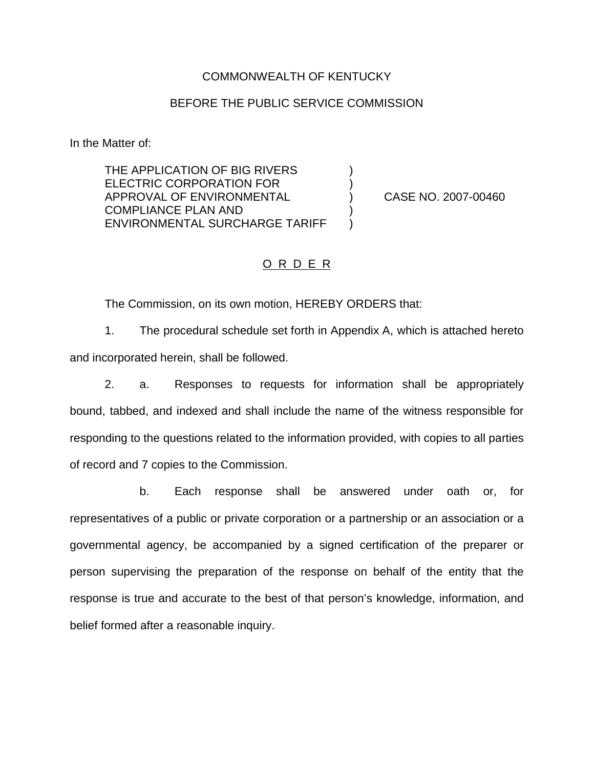COMMONWEALTH OF KENTUCKY

BEFORE THE PUBLIC SERVICE COMMISSION

In the Matter of:

THE APPLICATION OF BIG RIVERS ELECTRIC CORPORATION FOR APPROVAL OF ENVIRONMENTAL COMPLIANCE PLAN AND ENVIRONMENTAL SURCHARGE TARIFF ) CASE NO. 2007-00460

## O R D E R

The Commission, on its own motion, HEREBY ORDERS that:

1. The procedural schedule set forth in Appendix A, which is attached hereto and incorporated herein, shall be followed.

2. a. Responses to requests for information shall be appropriately bound, tabbed, and indexed and shall include the name of the witness responsible for responding to the questions related to the information provided, with copies to all parties of record and 7 copies to the Commission.

   b. Each response shall be answered under oath or, for representatives of a public or private corporation or a partnership or an association or a governmental agency, be accompanied by a signed certification of the preparer or person supervising the preparation of the response on behalf of the entity that the response is true and accurate to the best of that person's knowledge, information, and belief formed after a reasonable inquiry.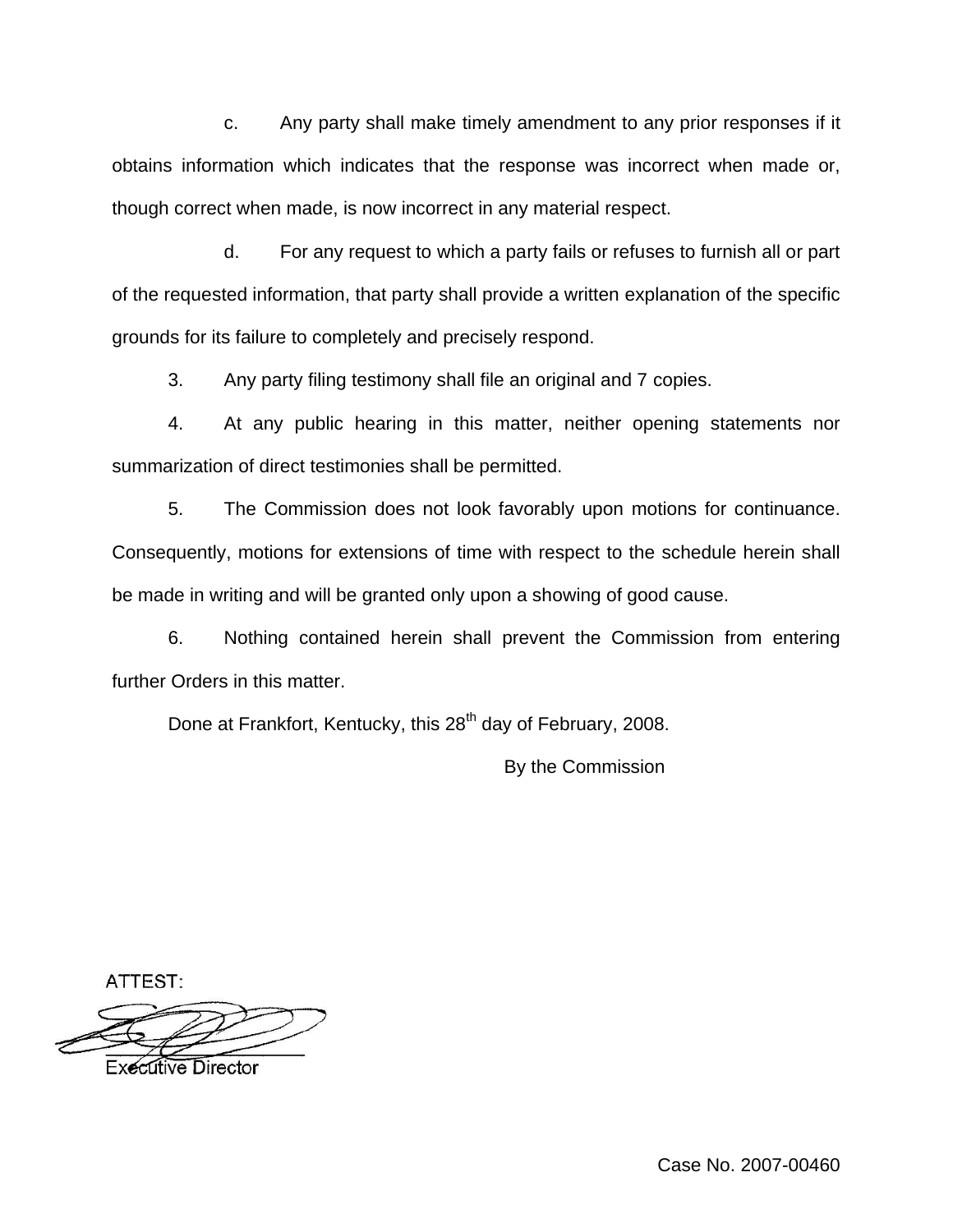c. Any party shall make timely amendment to any prior responses if it obtains information which indicates that the response was incorrect when made or, though correct when made, is now incorrect in any material respect.

d. For any request to which a party fails or refuses to furnish all or part of the requested information, that party shall provide a written explanation of the specific grounds for its failure to completely and precisely respond.

3. Any party filing testimony shall file an original and 7 copies.

4. At any public hearing in this matter, neither opening statements nor summarization of direct testimonies shall be permitted.

5. The Commission does not look favorably upon motions for continuance. Consequently, motions for extensions of time with respect to the schedule herein shall be made in writing and will be granted only upon a showing of good cause.

6. Nothing contained herein shall prevent the Commission from entering further Orders in this matter.

Done at Frankfort, Kentucky, this 28th day of February, 2008.

By the Commission

ATTEST:

Executive Director

Case No. 2007-00460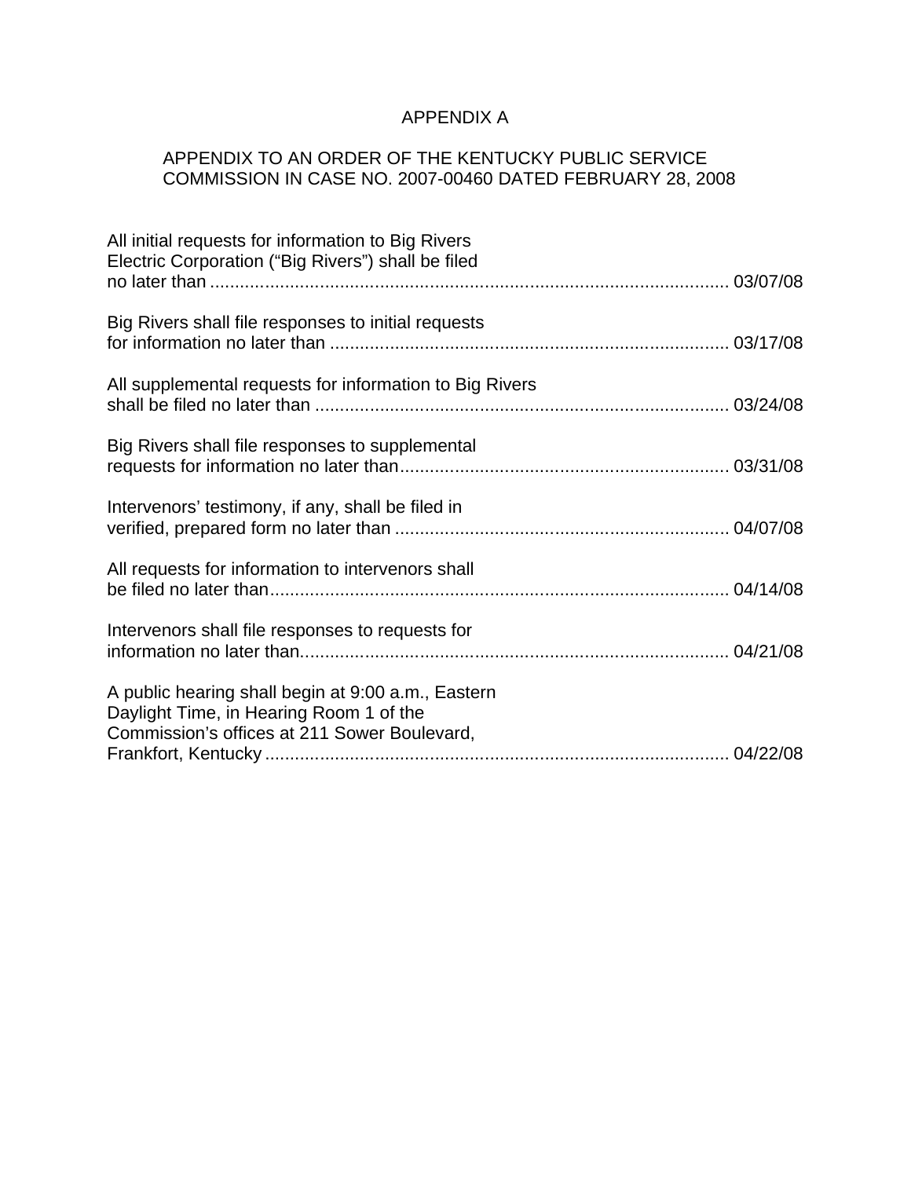APPENDIX A

APPENDIX TO AN ORDER OF THE KENTUCKY PUBLIC SERVICE COMMISSION IN CASE NO. 2007-00460 DATED FEBRUARY 28, 2008

All initial requests for information to Big Rivers Electric Corporation ("Big Rivers") shall be filed no later than ........................................ 03/07/08

Big Rivers shall file responses to initial requests for information no later than ........................................ 03/17/08

All supplemental requests for information to Big Rivers shall be filed no later than ........................................ 03/24/08

Big Rivers shall file responses to supplemental requests for information no later than........................................ 03/31/08

Intervenors' testimony, if any, shall be filed in verified, prepared form no later than ........................................ 04/07/08

All requests for information to intervenors shall be filed no later than........................................ 04/14/08

Intervenors shall file responses to requests for information no later than........................................ 04/21/08

A public hearing shall begin at 9:00 a.m., Eastern Daylight Time, in Hearing Room 1 of the Commission's offices at 211 Sower Boulevard, Frankfort, Kentucky ........................................ 04/22/08